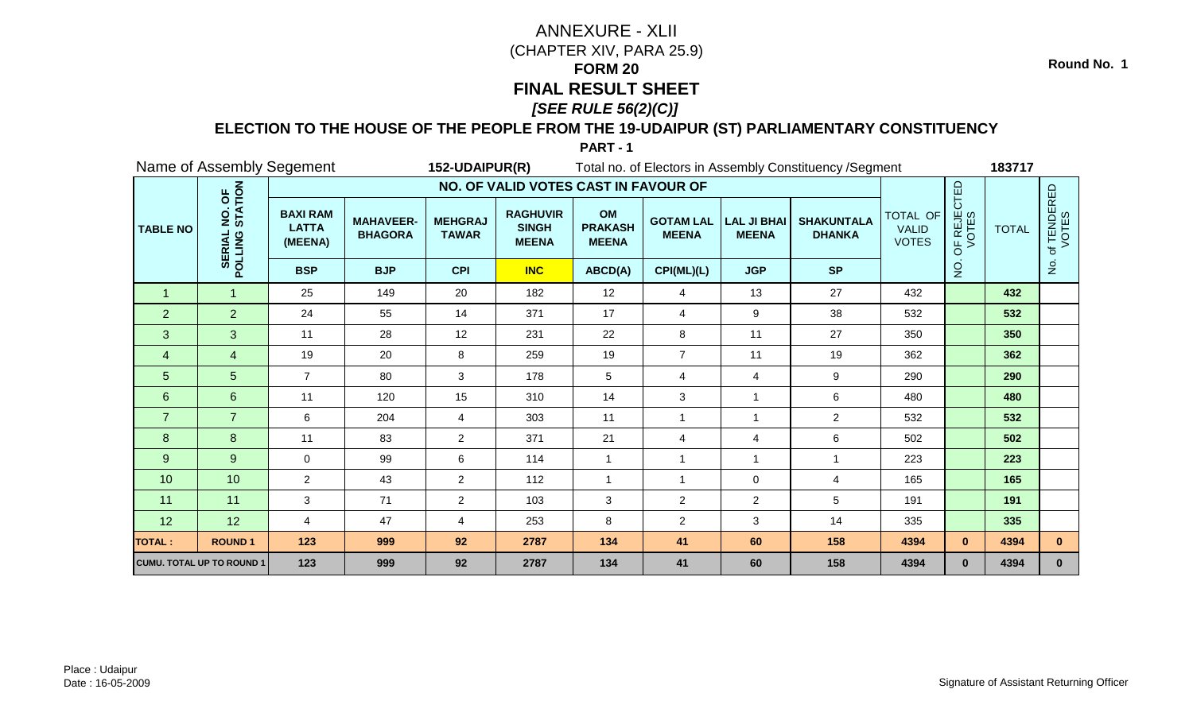Round No. 1

# ANNEXURE - XLII

(CHAPTER XIV, PARA 25.9)

## FORM 20

## FINAL RESULT SHEET

***[SEE RULE 56(2)(C)]***

**ELECTION TO THE HOUSE OF THE PEOPLE FROM THE 19-UDAIPUR (ST) PARLIAMENTARY CONSTITUENCY**

**PART - 1**

Name of Assembly Segement **152-UDAIPUR(R)** Total no. of Electors in Assembly Constituency /Segment **183717**

| TABLE NO | SERIAL NO. OF POLLING STATION | NO. OF VALID VOTES CAST IN FAVOUR OF | | | | | | | | TOTAL OF VALID VOTES | NO. OF REJECTED VOTES | TOTAL | No. of TENDERED VOTES |
|---|---|---|---|---|---|---|---|---|---|---|---|---|---|
| | | BAXI RAM LATTA (MEENA) | MAHAVEER-BHAGORA | MEHGRAJ TAWAR | RAGHUVIR SINGH MEENA | OM PRAKASH MEENA | GOTAM LAL MEENA | LAL JI BHAI MEENA | SHAKUNTALA DHANKA | | | | |
| | | BSP | BJP | CPI | INC | ABCD(A) | CPI(ML)(L) | JGP | SP | | | | |
| 1 | 1 | 25 | 149 | 20 | 182 | 12 | 4 | 13 | 27 | 432 | | 432 | |
| 2 | 2 | 24 | 55 | 14 | 371 | 17 | 4 | 9 | 38 | 532 | | 532 | |
| 3 | 3 | 11 | 28 | 12 | 231 | 22 | 8 | 11 | 27 | 350 | | 350 | |
| 4 | 4 | 19 | 20 | 8 | 259 | 19 | 7 | 11 | 19 | 362 | | 362 | |
| 5 | 5 | 7 | 80 | 3 | 178 | 5 | 4 | 4 | 9 | 290 | | 290 | |
| 6 | 6 | 11 | 120 | 15 | 310 | 14 | 3 | 1 | 6 | 480 | | 480 | |
| 7 | 7 | 6 | 204 | 4 | 303 | 11 | 1 | 1 | 2 | 532 | | 532 | |
| 8 | 8 | 11 | 83 | 2 | 371 | 21 | 4 | 4 | 6 | 502 | | 502 | |
| 9 | 9 | 0 | 99 | 6 | 114 | 1 | 1 | 1 | 1 | 223 | | 223 | |
| 10 | 10 | 2 | 43 | 2 | 112 | 1 | 1 | 0 | 4 | 165 | | 165 | |
| 11 | 11 | 3 | 71 | 2 | 103 | 3 | 2 | 2 | 5 | 191 | | 191 | |
| 12 | 12 | 4 | 47 | 4 | 253 | 8 | 2 | 3 | 14 | 335 | | 335 | |
| **TOTAL :** | **ROUND 1** | **123** | **999** | **92** | **2787** | **134** | **41** | **60** | **158** | **4394** | **0** | **4394** | **0** |
| **CUMU. TOTAL UP TO ROUND 1** | | **123** | **999** | **92** | **2787** | **134** | **41** | **60** | **158** | **4394** | **0** | **4394** | **0** |

Place : Udaipur
Date : 16-05-2009

Signature of Assistant Returning Officer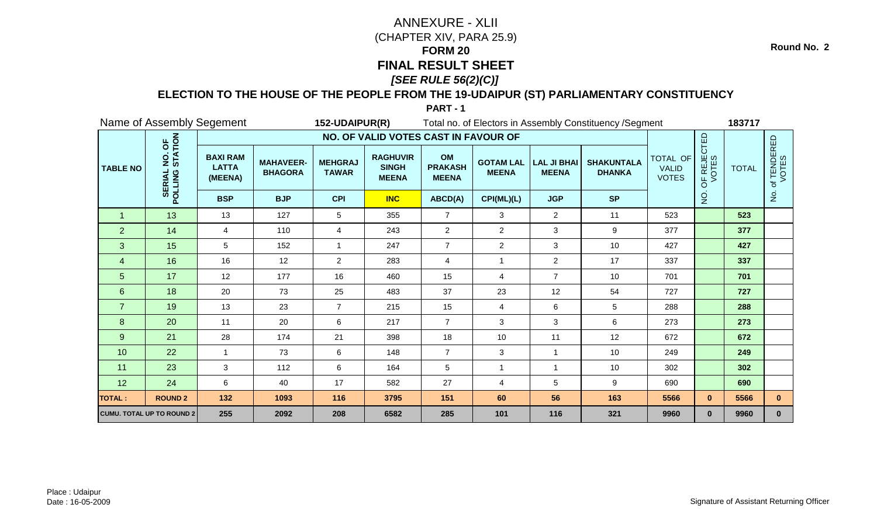Round No. 2

# ANNEXURE - XLII

(CHAPTER XIV, PARA 25.9)

## FORM 20

## FINAL RESULT SHEET

***[SEE RULE 56(2)(C)]***

### ELECTION TO THE HOUSE OF THE PEOPLE FROM THE 19-UDAIPUR (ST) PARLIAMENTARY CONSTITUENCY

**PART - 1**

Name of Assembly Segement **152-UDAIPUR(R)** Total no. of Electors in Assembly Constituency /Segment **183717**

| TABLE NO | SERIAL NO. OF POLLING STATION | NO. OF VALID VOTES CAST IN FAVOUR OF | | | | | | | | TOTAL OF VALID VOTES | NO. OF REJECTED VOTES | TOTAL | No. of TENDERED VOTES |
|---|---|---|---|---|---|---|---|---|---|---|---|---|---|
| | | BAXI RAM LATTA (MEENA) | MAHAVEER-BHAGORA | MEHGRAJ TAWAR | RAGHUVIR SINGH MEENA | OM PRAKASH MEENA | GOTAM LAL MEENA | LAL JI BHAI MEENA | SHAKUNTALA DHANKA | | | | |
| | | BSP | BJP | CPI | INC | ABCD(A) | CPI(ML)(L) | JGP | SP | | | | |
| 1 | 13 | 13 | 127 | 5 | 355 | 7 | 3 | 2 | 11 | 523 | | **523** | |
| 2 | 14 | 4 | 110 | 4 | 243 | 2 | 2 | 3 | 9 | 377 | | **377** | |
| 3 | 15 | 5 | 152 | 1 | 247 | 7 | 2 | 3 | 10 | 427 | | **427** | |
| 4 | 16 | 16 | 12 | 2 | 283 | 4 | 1 | 2 | 17 | 337 | | **337** | |
| 5 | 17 | 12 | 177 | 16 | 460 | 15 | 4 | 7 | 10 | 701 | | **701** | |
| 6 | 18 | 20 | 73 | 25 | 483 | 37 | 23 | 12 | 54 | 727 | | **727** | |
| 7 | 19 | 13 | 23 | 7 | 215 | 15 | 4 | 6 | 5 | 288 | | **288** | |
| 8 | 20 | 11 | 20 | 6 | 217 | 7 | 3 | 3 | 6 | 273 | | **273** | |
| 9 | 21 | 28 | 174 | 21 | 398 | 18 | 10 | 11 | 12 | 672 | | **672** | |
| 10 | 22 | 1 | 73 | 6 | 148 | 7 | 3 | 1 | 10 | 249 | | **249** | |
| 11 | 23 | 3 | 112 | 6 | 164 | 5 | 1 | 1 | 10 | 302 | | **302** | |
| 12 | 24 | 6 | 40 | 17 | 582 | 27 | 4 | 5 | 9 | 690 | | **690** | |
| **TOTAL :** | **ROUND 2** | **132** | **1093** | **116** | **3795** | **151** | **60** | **56** | **163** | **5566** | **0** | **5566** | **0** |
| **CUMU. TOTAL UP TO ROUND 2** | | **255** | **2092** | **208** | **6582** | **285** | **101** | **116** | **321** | **9960** | **0** | **9960** | **0** |

Place : Udaipur

Date : 16-05-2009

Signature of Assistant Returning Officer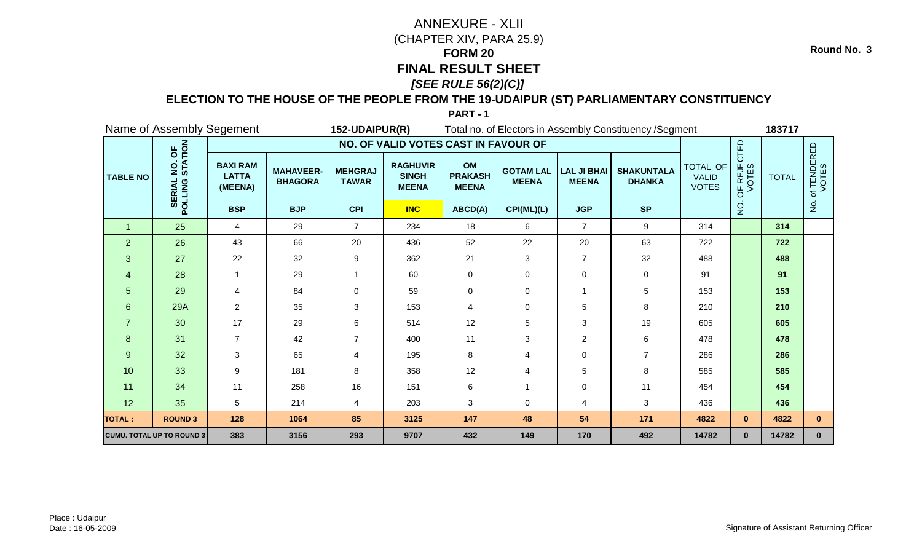Round No. 3

# ANNEXURE - XLII

(CHAPTER XIV, PARA 25.9)

## FORM 20

## FINAL RESULT SHEET

***[SEE RULE 56(2)(C)]***

### ELECTION TO THE HOUSE OF THE PEOPLE FROM THE 19-UDAIPUR (ST) PARLIAMENTARY CONSTITUENCY

**PART - 1**

Name of Assembly Segement **152-UDAIPUR(R)** Total no. of Electors in Assembly Constituency /Segment **183717**

| TABLE NO | SERIAL NO. OF POLLING STATION | NO. OF VALID VOTES CAST IN FAVOUR OF | | | | | | | | TOTAL OF VALID VOTES | NO. OF REJECTED VOTES | TOTAL | No. of TENDERED VOTES |
|---|---|---|---|---|---|---|---|---|---|---|---|---|---|
| | | BAXI RAM LATTA (MEENA) | MAHAVEER-BHAGORA | MEHGRAJ TAWAR | RAGHUVIR SINGH MEENA | OM PRAKASH MEENA | GOTAM LAL MEENA | LAL JI BHAI MEENA | SHAKUNTALA DHANKA | | | | |
| | | BSP | BJP | CPI | INC | ABCD(A) | CPI(ML)(L) | JGP | SP | | | | |
| 1 | 25 | 4 | 29 | 7 | 234 | 18 | 6 | 7 | 9 | 314 | | 314 | |
| 2 | 26 | 43 | 66 | 20 | 436 | 52 | 22 | 20 | 63 | 722 | | 722 | |
| 3 | 27 | 22 | 32 | 9 | 362 | 21 | 3 | 7 | 32 | 488 | | 488 | |
| 4 | 28 | 1 | 29 | 1 | 60 | 0 | 0 | 0 | 0 | 91 | | 91 | |
| 5 | 29 | 4 | 84 | 0 | 59 | 0 | 0 | 1 | 5 | 153 | | 153 | |
| 6 | 29A | 2 | 35 | 3 | 153 | 4 | 0 | 5 | 8 | 210 | | 210 | |
| 7 | 30 | 17 | 29 | 6 | 514 | 12 | 5 | 3 | 19 | 605 | | 605 | |
| 8 | 31 | 7 | 42 | 7 | 400 | 11 | 3 | 2 | 6 | 478 | | 478 | |
| 9 | 32 | 3 | 65 | 4 | 195 | 8 | 4 | 0 | 7 | 286 | | 286 | |
| 10 | 33 | 9 | 181 | 8 | 358 | 12 | 4 | 5 | 8 | 585 | | 585 | |
| 11 | 34 | 11 | 258 | 16 | 151 | 6 | 1 | 0 | 11 | 454 | | 454 | |
| 12 | 35 | 5 | 214 | 4 | 203 | 3 | 0 | 4 | 3 | 436 | | 436 | |
| **TOTAL :** | **ROUND 3** | **128** | **1064** | **85** | **3125** | **147** | **48** | **54** | **171** | **4822** | **0** | **4822** | **0** |
| **CUMU. TOTAL UP TO ROUND 3** | | **383** | **3156** | **293** | **9707** | **432** | **149** | **170** | **492** | **14782** | **0** | **14782** | **0** |

Place : Udaipur
Date : 16-05-2009

Signature of Assistant Returning Officer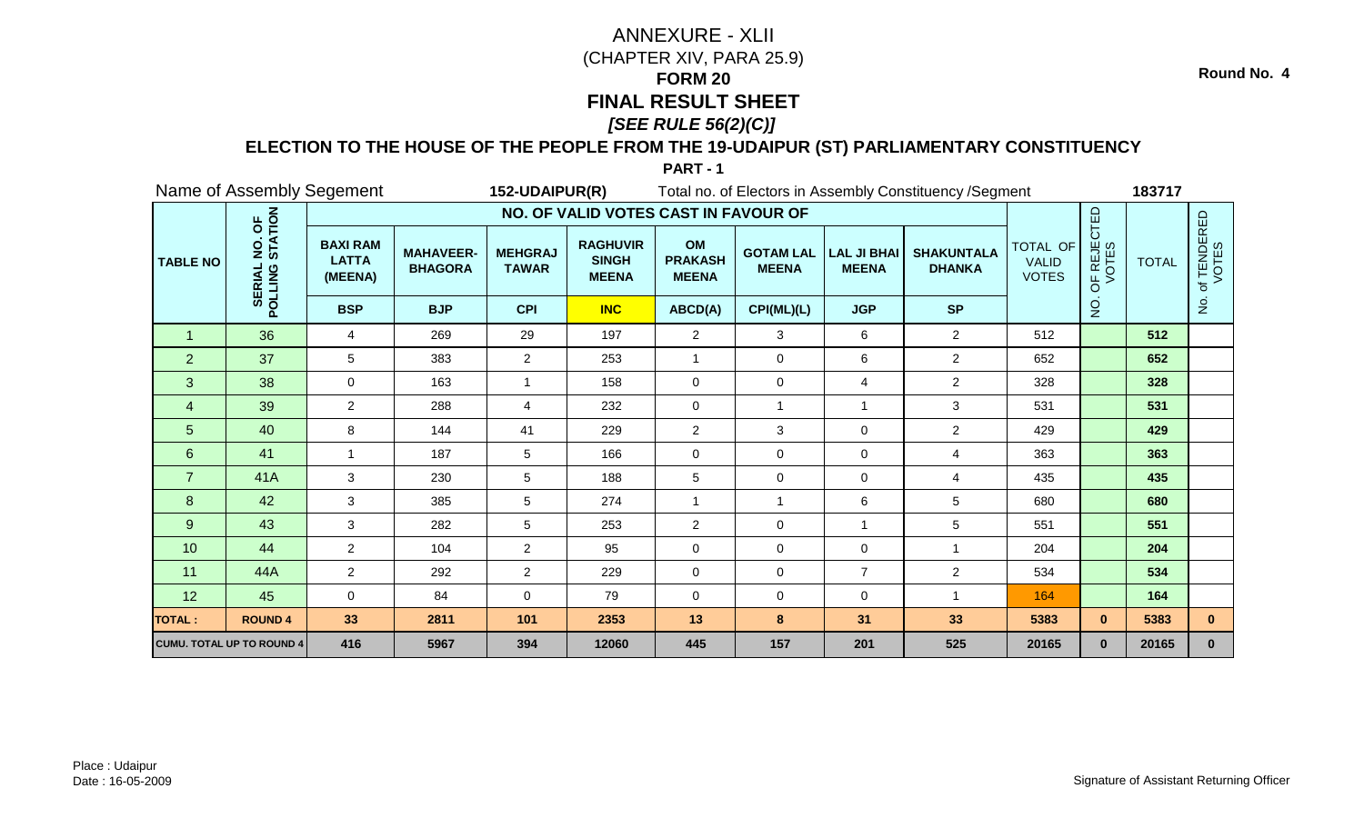Round No. 4

# ANNEXURE - XLII

(CHAPTER XIV, PARA 25.9)

## FORM 20

## FINAL RESULT SHEET

***[SEE RULE 56(2)(C)]***

### ELECTION TO THE HOUSE OF THE PEOPLE FROM THE 19-UDAIPUR (ST) PARLIAMENTARY CONSTITUENCY

**PART - 1**

Name of Assembly Segement **152-UDAIPUR(R)** Total no. of Electors in Assembly Constituency /Segment **183717**

| TABLE NO | SERIAL NO. OF POLLING STATION | NO. OF VALID VOTES CAST IN FAVOUR OF | | | | | | | | TOTAL OF VALID VOTES | NO. OF REJECTED VOTES | TOTAL | No. of TENDERED VOTES |
|---|---|---|---|---|---|---|---|---|---|---|---|---|---|
| | | BAXI RAM LATTA (MEENA) | MAHAVEER-BHAGORA | MEHGRAJ TAWAR | RAGHUVIR SINGH MEENA | OM PRAKASH MEENA | GOTAM LAL MEENA | LAL JI BHAI MEENA | SHAKUNTALA DHANKA | | | | |
| | | BSP | BJP | CPI | INC | ABCD(A) | CPI(ML)(L) | JGP | SP | | | | |
| 1 | 36 | 4 | 269 | 29 | 197 | 2 | 3 | 6 | 2 | 512 | | **512** | |
| 2 | 37 | 5 | 383 | 2 | 253 | 1 | 0 | 6 | 2 | 652 | | **652** | |
| 3 | 38 | 0 | 163 | 1 | 158 | 0 | 0 | 4 | 2 | 328 | | **328** | |
| 4 | 39 | 2 | 288 | 4 | 232 | 0 | 1 | 1 | 3 | 531 | | **531** | |
| 5 | 40 | 8 | 144 | 41 | 229 | 2 | 3 | 0 | 2 | 429 | | **429** | |
| 6 | 41 | 1 | 187 | 5 | 166 | 0 | 0 | 0 | 4 | 363 | | **363** | |
| 7 | 41A | 3 | 230 | 5 | 188 | 5 | 0 | 0 | 4 | 435 | | **435** | |
| 8 | 42 | 3 | 385 | 5 | 274 | 1 | 1 | 6 | 5 | 680 | | **680** | |
| 9 | 43 | 3 | 282 | 5 | 253 | 2 | 0 | 1 | 5 | 551 | | **551** | |
| 10 | 44 | 2 | 104 | 2 | 95 | 0 | 0 | 0 | 1 | 204 | | **204** | |
| 11 | 44A | 2 | 292 | 2 | 229 | 0 | 0 | 7 | 2 | 534 | | **534** | |
| 12 | 45 | 0 | 84 | 0 | 79 | 0 | 0 | 0 | 1 | 164 | | **164** | |
| **TOTAL :** | **ROUND 4** | **33** | **2811** | **101** | **2353** | **13** | **8** | **31** | **33** | **5383** | **0** | **5383** | **0** |
| **CUMU. TOTAL UP TO ROUND 4** | | **416** | **5967** | **394** | **12060** | **445** | **157** | **201** | **525** | **20165** | **0** | **20165** | **0** |

Place : Udaipur
Date : 16-05-2009

Signature of Assistant Returning Officer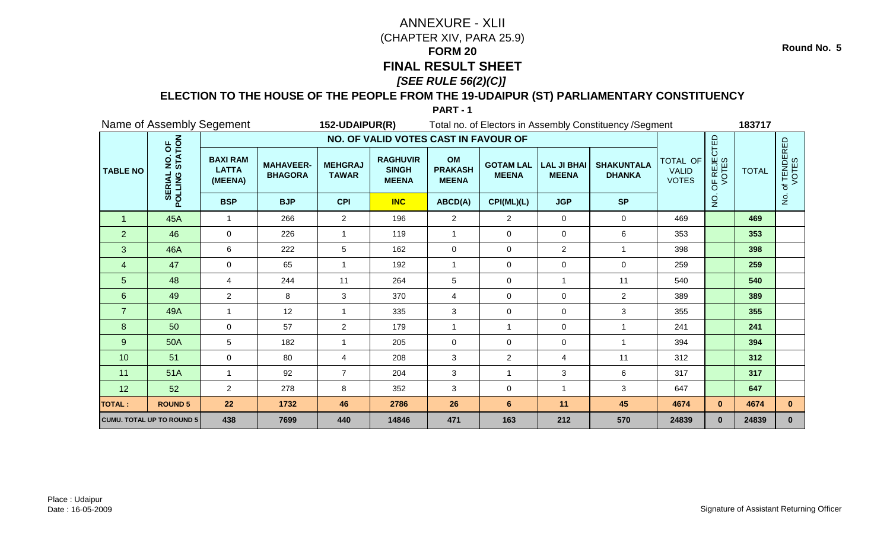Round No. 5

# ANNEXURE - XLII

(CHAPTER XIV, PARA 25.9)

## FORM 20

## FINAL RESULT SHEET

### *[SEE RULE 56(2)(C)]*

### ELECTION TO THE HOUSE OF THE PEOPLE FROM THE 19-UDAIPUR (ST) PARLIAMENTARY CONSTITUENCY

**PART - 1**

Name of Assembly Segement **152-UDAIPUR(R)** Total no. of Electors in Assembly Constituency /Segment **183717**

| TABLE NO | SERIAL NO. OF POLLING STATION | NO. OF VALID VOTES CAST IN FAVOUR OF | | | | | | | | TOTAL OF VALID VOTES | NO. OF REJECTED VOTES | TOTAL | No. of TENDERED VOTES |
|---|---|---|---|---|---|---|---|---|---|---|---|---|---|
| | | BAXI RAM LATTA (MEENA) | MAHAVEER-BHAGORA | MEHGRAJ TAWAR | RAGHUVIR SINGH MEENA | OM PRAKASH MEENA | GOTAM LAL MEENA | LAL JI BHAI MEENA | SHAKUNTALA DHANKA | | | | |
| | | BSP | BJP | CPI | INC | ABCD(A) | CPI(ML)(L) | JGP | SP | | | | |
| 1 | 45A | 1 | 266 | 2 | 196 | 2 | 2 | 0 | 0 | 469 | | **469** | |
| 2 | 46 | 0 | 226 | 1 | 119 | 1 | 0 | 0 | 6 | 353 | | **353** | |
| 3 | 46A | 6 | 222 | 5 | 162 | 0 | 0 | 2 | 1 | 398 | | **398** | |
| 4 | 47 | 0 | 65 | 1 | 192 | 1 | 0 | 0 | 0 | 259 | | **259** | |
| 5 | 48 | 4 | 244 | 11 | 264 | 5 | 0 | 1 | 11 | 540 | | **540** | |
| 6 | 49 | 2 | 8 | 3 | 370 | 4 | 0 | 0 | 2 | 389 | | **389** | |
| 7 | 49A | 1 | 12 | 1 | 335 | 3 | 0 | 0 | 3 | 355 | | **355** | |
| 8 | 50 | 0 | 57 | 2 | 179 | 1 | 1 | 0 | 1 | 241 | | **241** | |
| 9 | 50A | 5 | 182 | 1 | 205 | 0 | 0 | 0 | 1 | 394 | | **394** | |
| 10 | 51 | 0 | 80 | 4 | 208 | 3 | 2 | 4 | 11 | 312 | | **312** | |
| 11 | 51A | 1 | 92 | 7 | 204 | 3 | 1 | 3 | 6 | 317 | | **317** | |
| 12 | 52 | 2 | 278 | 8 | 352 | 3 | 0 | 1 | 3 | 647 | | **647** | |
| **TOTAL :** | **ROUND 5** | **22** | **1732** | **46** | **2786** | **26** | **6** | **11** | **45** | **4674** | **0** | **4674** | **0** |
| **CUMU. TOTAL UP TO ROUND 5** | | **438** | **7699** | **440** | **14846** | **471** | **163** | **212** | **570** | **24839** | **0** | **24839** | **0** |

Place : Udaipur
Date : 16-05-2009

Signature of Assistant Returning Officer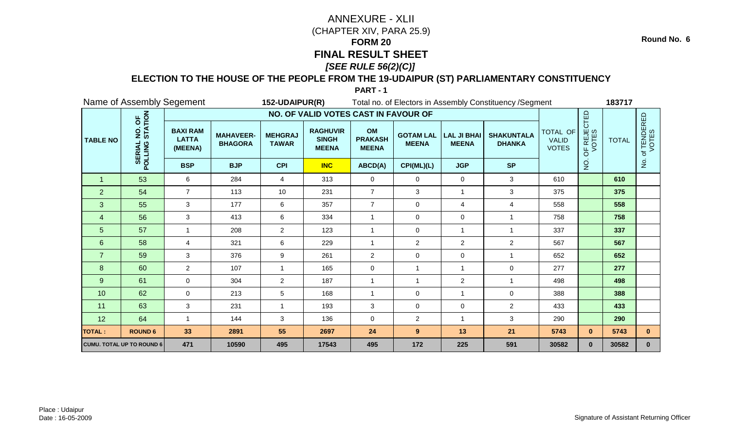Round No. 6

# ANNEXURE - XLII

(CHAPTER XIV, PARA 25.9)

## FORM 20

## FINAL RESULT SHEET

***[SEE RULE 56(2)(C)]***

### ELECTION TO THE HOUSE OF THE PEOPLE FROM THE 19-UDAIPUR (ST) PARLIAMENTARY CONSTITUENCY

**PART - 1**

Name of Assembly Segement **152-UDAIPUR(R)** Total no. of Electors in Assembly Constituency /Segment **183717**

| TABLE NO | SERIAL NO. OF POLLING STATION | NO. OF VALID VOTES CAST IN FAVOUR OF | | | | | | | | TOTAL OF VALID VOTES | NO. OF REJECTED VOTES | TOTAL | No. of TENDERED VOTES |
|---|---|---|---|---|---|---|---|---|---|---|---|---|---|
| | | BAXI RAM LATTA (MEENA) | MAHAVEER-BHAGORA | MEHGRAJ TAWAR | RAGHUVIR SINGH MEENA | OM PRAKASH MEENA | GOTAM LAL MEENA | LAL JI BHAI MEENA | SHAKUNTALA DHANKA | | | | |
| | | BSP | BJP | CPI | INC | ABCD(A) | CPI(ML)(L) | JGP | SP | | | | |
| 1 | 53 | 6 | 284 | 4 | 313 | 0 | 0 | 0 | 3 | 610 | | 610 | |
| 2 | 54 | 7 | 113 | 10 | 231 | 7 | 3 | 1 | 3 | 375 | | 375 | |
| 3 | 55 | 3 | 177 | 6 | 357 | 7 | 0 | 4 | 4 | 558 | | 558 | |
| 4 | 56 | 3 | 413 | 6 | 334 | 1 | 0 | 0 | 1 | 758 | | 758 | |
| 5 | 57 | 1 | 208 | 2 | 123 | 1 | 0 | 1 | 1 | 337 | | 337 | |
| 6 | 58 | 4 | 321 | 6 | 229 | 1 | 2 | 2 | 2 | 567 | | 567 | |
| 7 | 59 | 3 | 376 | 9 | 261 | 2 | 0 | 0 | 1 | 652 | | 652 | |
| 8 | 60 | 2 | 107 | 1 | 165 | 0 | 1 | 1 | 0 | 277 | | 277 | |
| 9 | 61 | 0 | 304 | 2 | 187 | 1 | 1 | 2 | 1 | 498 | | 498 | |
| 10 | 62 | 0 | 213 | 5 | 168 | 1 | 0 | 1 | 0 | 388 | | 388 | |
| 11 | 63 | 3 | 231 | 1 | 193 | 3 | 0 | 0 | 2 | 433 | | 433 | |
| 12 | 64 | 1 | 144 | 3 | 136 | 0 | 2 | 1 | 3 | 290 | | 290 | |
| **TOTAL :** | **ROUND 6** | **33** | **2891** | **55** | **2697** | **24** | **9** | **13** | **21** | **5743** | **0** | **5743** | **0** |
| **CUMU. TOTAL UP TO ROUND 6** | | **471** | **10590** | **495** | **17543** | **495** | **172** | **225** | **591** | **30582** | **0** | **30582** | **0** |

Place : Udaipur
Date : 16-05-2009

Signature of Assistant Returning Officer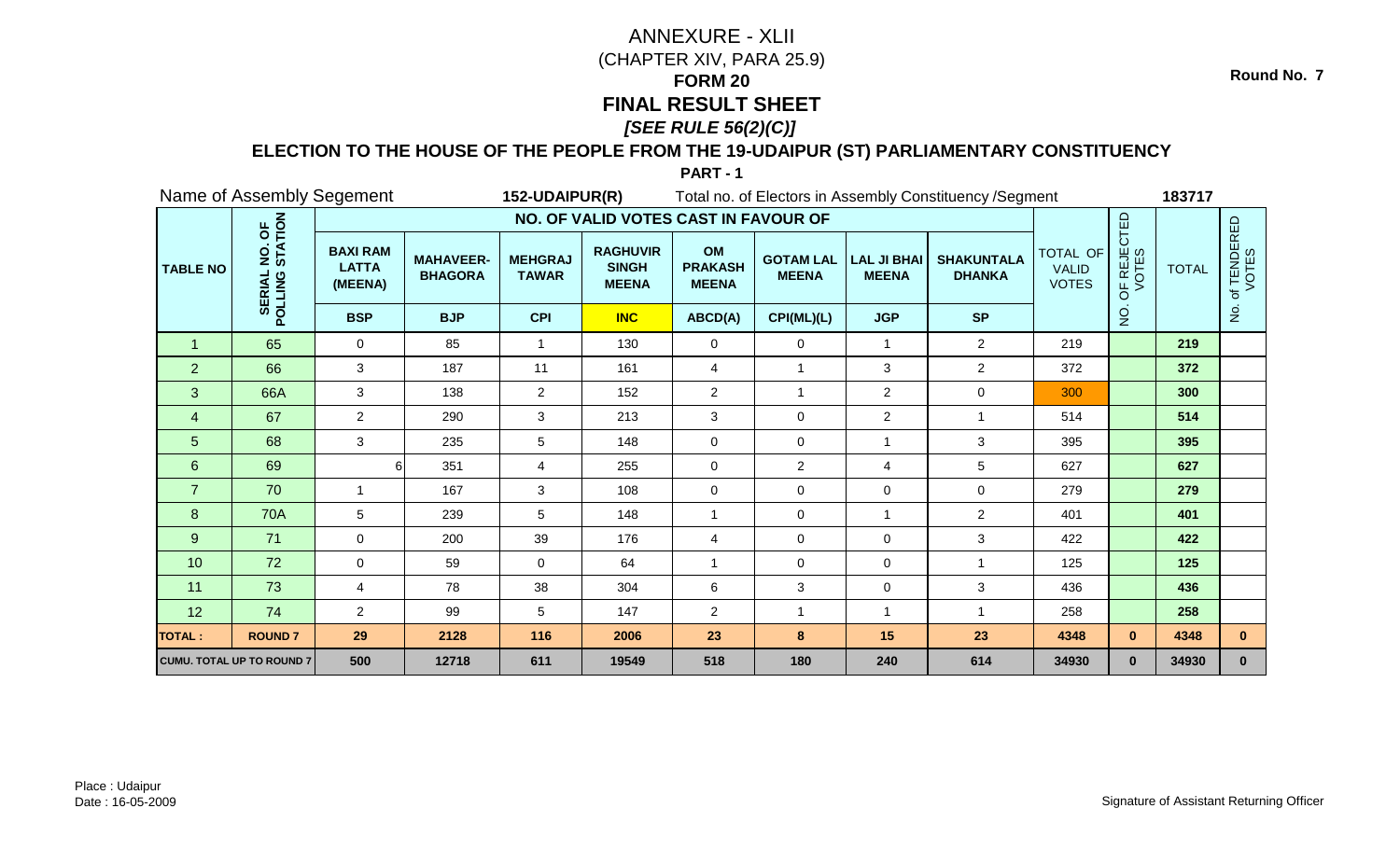Round No. 7

# ANNEXURE - XLII

(CHAPTER XIV, PARA 25.9)

**FORM 20**

## FINAL RESULT SHEET

***[SEE RULE 56(2)(C)]***

**ELECTION TO THE HOUSE OF THE PEOPLE FROM THE 19-UDAIPUR (ST) PARLIAMENTARY CONSTITUENCY**

**PART - 1**

Name of Assembly Segement **152-UDAIPUR(R)** Total no. of Electors in Assembly Constituency /Segment **183717**

| TABLE NO | SERIAL NO. OF POLLING STATION | NO. OF VALID VOTES CAST IN FAVOUR OF | | | | | | | | TOTAL OF VALID VOTES | NO. OF REJECTED VOTES | TOTAL | No. of TENDERED VOTES |
|---|---|---|---|---|---|---|---|---|---|---|---|---|---|
| | | BAXI RAM LATTA (MEENA) | MAHAVEER-BHAGORA | MEHGRAJ TAWAR | RAGHUVIR SINGH MEENA | OM PRAKASH MEENA | GOTAM LAL MEENA | LAL JI BHAI MEENA | SHAKUNTALA DHANKA | | | | |
| | | BSP | BJP | CPI | INC | ABCD(A) | CPI(ML)(L) | JGP | SP | | | | |
| 1 | 65 | 0 | 85 | 1 | 130 | 0 | 0 | 1 | 2 | 219 | | 219 | |
| 2 | 66 | 3 | 187 | 11 | 161 | 4 | 1 | 3 | 2 | 372 | | 372 | |
| 3 | 66A | 3 | 138 | 2 | 152 | 2 | 1 | 2 | 0 | 300 | | 300 | |
| 4 | 67 | 2 | 290 | 3 | 213 | 3 | 0 | 2 | 1 | 514 | | 514 | |
| 5 | 68 | 3 | 235 | 5 | 148 | 0 | 0 | 1 | 3 | 395 | | 395 | |
| 6 | 69 | 6 | 351 | 4 | 255 | 0 | 2 | 4 | 5 | 627 | | 627 | |
| 7 | 70 | 1 | 167 | 3 | 108 | 0 | 0 | 0 | 0 | 279 | | 279 | |
| 8 | 70A | 5 | 239 | 5 | 148 | 1 | 0 | 1 | 2 | 401 | | 401 | |
| 9 | 71 | 0 | 200 | 39 | 176 | 4 | 0 | 0 | 3 | 422 | | 422 | |
| 10 | 72 | 0 | 59 | 0 | 64 | 1 | 0 | 0 | 1 | 125 | | 125 | |
| 11 | 73 | 4 | 78 | 38 | 304 | 6 | 3 | 0 | 3 | 436 | | 436 | |
| 12 | 74 | 2 | 99 | 5 | 147 | 2 | 1 | 1 | 1 | 258 | | 258 | |
| **TOTAL :** | **ROUND 7** | **29** | **2128** | **116** | **2006** | **23** | **8** | **15** | **23** | **4348** | **0** | **4348** | **0** |
| **CUMU. TOTAL UP TO ROUND 7** | | **500** | **12718** | **611** | **19549** | **518** | **180** | **240** | **614** | **34930** | **0** | **34930** | **0** |

Place : Udaipur
Date : 16-05-2009

Signature of Assistant Returning Officer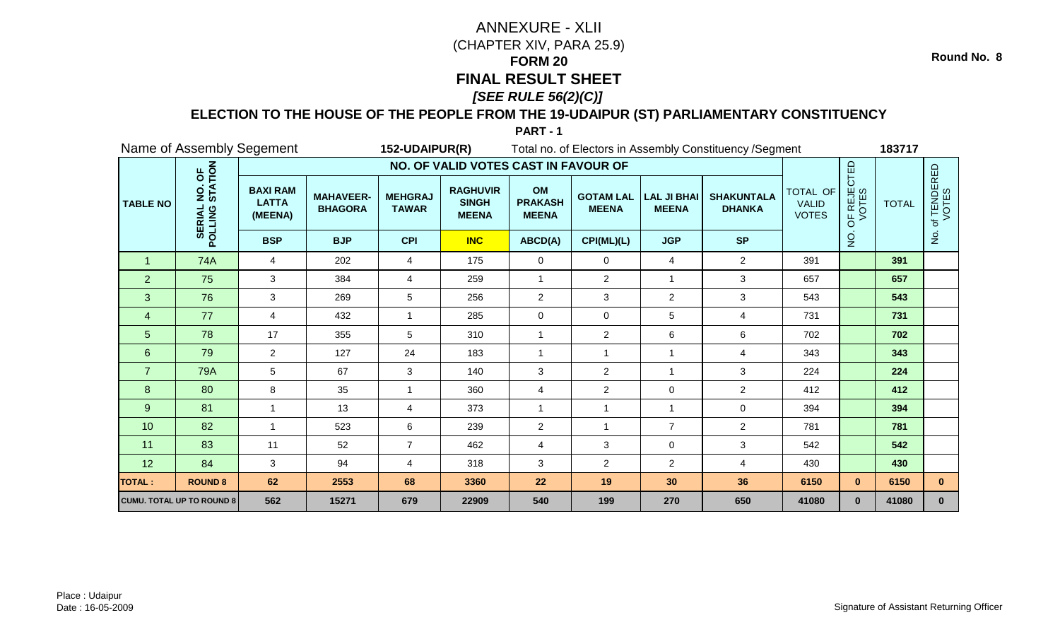Round No. 8

# ANNEXURE - XLII

(CHAPTER XIV, PARA 25.9)

**FORM 20**

**FINAL RESULT SHEET**

***[SEE RULE 56(2)(C)]***

**ELECTION TO THE HOUSE OF THE PEOPLE FROM THE 19-UDAIPUR (ST) PARLIAMENTARY CONSTITUENCY**

**PART - 1**

Name of Assembly Segement **152-UDAIPUR(R)** Total no. of Electors in Assembly Constituency /Segment **183717**

| TABLE NO | SERIAL NO. OF POLLING STATION | NO. OF VALID VOTES CAST IN FAVOUR OF | | | | | | | | TOTAL OF VALID VOTES | NO. OF REJECTED VOTES | TOTAL | No. of TENDERED VOTES |
|---|---|---|---|---|---|---|---|---|---|---|---|---|---|
| | | BAXI RAM LATTA (MEENA) | MAHAVEER-BHAGORA | MEHGRAJ TAWAR | RAGHUVIR SINGH MEENA | OM PRAKASH MEENA | GOTAM LAL MEENA | LAL JI BHAI MEENA | SHAKUNTALA DHANKA | | | | |
| | | BSP | BJP | CPI | INC | ABCD(A) | CPI(ML)(L) | JGP | SP | | | | |
| 1 | 74A | 4 | 202 | 4 | 175 | 0 | 0 | 4 | 2 | 391 | | 391 | |
| 2 | 75 | 3 | 384 | 4 | 259 | 1 | 2 | 1 | 3 | 657 | | 657 | |
| 3 | 76 | 3 | 269 | 5 | 256 | 2 | 3 | 2 | 3 | 543 | | 543 | |
| 4 | 77 | 4 | 432 | 1 | 285 | 0 | 0 | 5 | 4 | 731 | | 731 | |
| 5 | 78 | 17 | 355 | 5 | 310 | 1 | 2 | 6 | 6 | 702 | | 702 | |
| 6 | 79 | 2 | 127 | 24 | 183 | 1 | 1 | 1 | 4 | 343 | | 343 | |
| 7 | 79A | 5 | 67 | 3 | 140 | 3 | 2 | 1 | 3 | 224 | | 224 | |
| 8 | 80 | 8 | 35 | 1 | 360 | 4 | 2 | 0 | 2 | 412 | | 412 | |
| 9 | 81 | 1 | 13 | 4 | 373 | 1 | 1 | 1 | 0 | 394 | | 394 | |
| 10 | 82 | 1 | 523 | 6 | 239 | 2 | 1 | 7 | 2 | 781 | | 781 | |
| 11 | 83 | 11 | 52 | 7 | 462 | 4 | 3 | 0 | 3 | 542 | | 542 | |
| 12 | 84 | 3 | 94 | 4 | 318 | 3 | 2 | 2 | 4 | 430 | | 430 | |
| **TOTAL :** | **ROUND 8** | **62** | **2553** | **68** | **3360** | **22** | **19** | **30** | **36** | **6150** | **0** | **6150** | **0** |
| **CUMU. TOTAL UP TO ROUND 8** | | **562** | **15271** | **679** | **22909** | **540** | **199** | **270** | **650** | **41080** | **0** | **41080** | **0** |

Place : Udaipur
Date : 16-05-2009

Signature of Assistant Returning Officer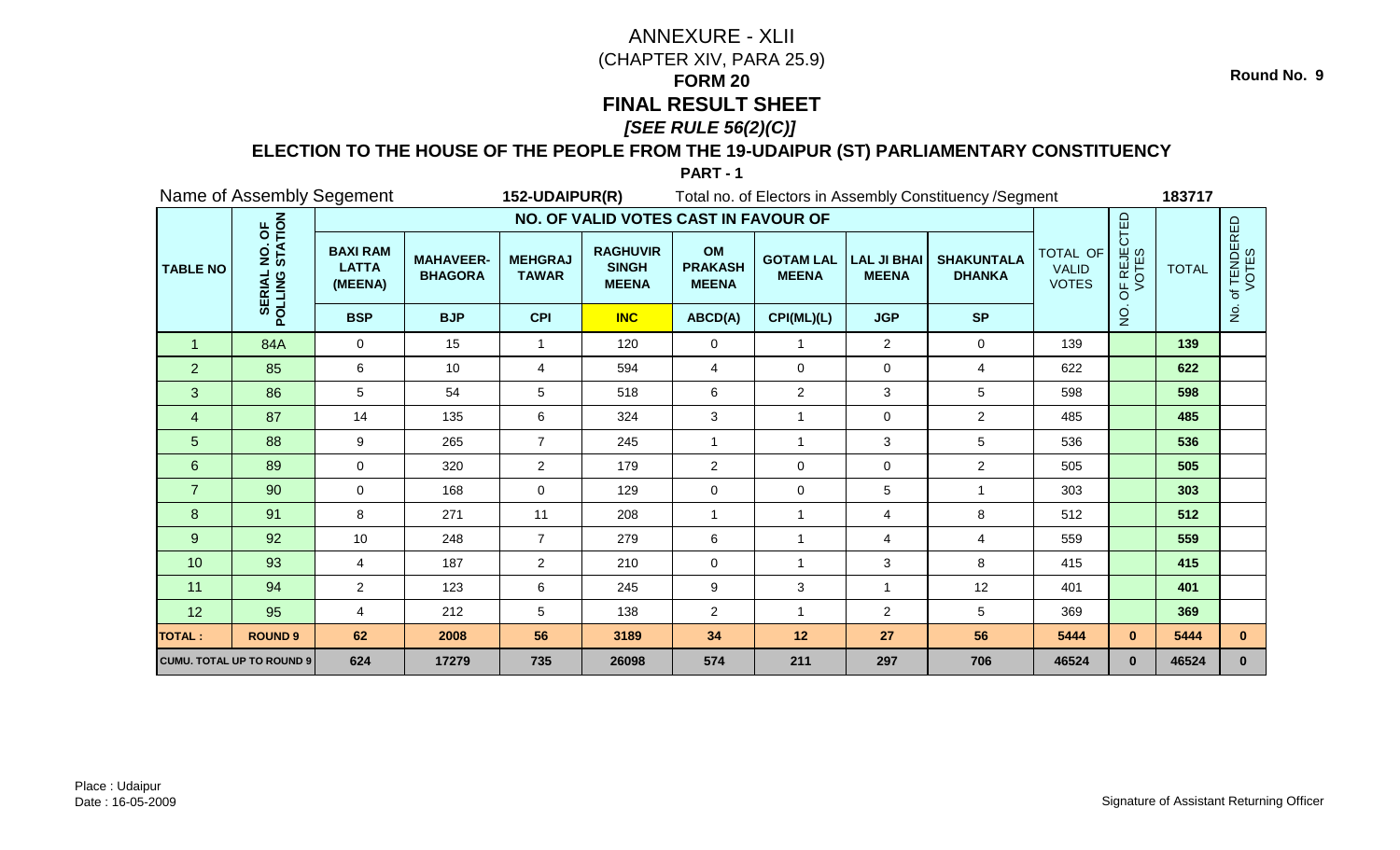Round No. 9

# ANNEXURE - XLII

(CHAPTER XIV, PARA 25.9)

## FORM 20

## FINAL RESULT SHEET

***[SEE RULE 56(2)(C)]***

### ELECTION TO THE HOUSE OF THE PEOPLE FROM THE 19-UDAIPUR (ST) PARLIAMENTARY CONSTITUENCY

**PART - 1**

Name of Assembly Segement **152-UDAIPUR(R)** Total no. of Electors in Assembly Constituency /Segment **183717**

| TABLE NO | SERIAL NO. OF POLLING STATION | NO. OF VALID VOTES CAST IN FAVOUR OF | | | | | | | | TOTAL OF VALID VOTES | NO. OF REJECTED VOTES | TOTAL | No. of TENDERED VOTES |
|---|---|---|---|---|---|---|---|---|---|---|---|---|---|
| | | BAXI RAM LATTA (MEENA) | MAHAVEER-BHAGORA | MEHGRAJ TAWAR | RAGHUVIR SINGH MEENA | OM PRAKASH MEENA | GOTAM LAL MEENA | LAL JI BHAI MEENA | SHAKUNTALA DHANKA | | | | |
| | | BSP | BJP | CPI | INC | ABCD(A) | CPI(ML)(L) | JGP | SP | | | | |
| 1 | 84A | 0 | 15 | 1 | 120 | 0 | 1 | 2 | 0 | 139 | | **139** | |
| 2 | 85 | 6 | 10 | 4 | 594 | 4 | 0 | 0 | 4 | 622 | | **622** | |
| 3 | 86 | 5 | 54 | 5 | 518 | 6 | 2 | 3 | 5 | 598 | | **598** | |
| 4 | 87 | 14 | 135 | 6 | 324 | 3 | 1 | 0 | 2 | 485 | | **485** | |
| 5 | 88 | 9 | 265 | 7 | 245 | 1 | 1 | 3 | 5 | 536 | | **536** | |
| 6 | 89 | 0 | 320 | 2 | 179 | 2 | 0 | 0 | 2 | 505 | | **505** | |
| 7 | 90 | 0 | 168 | 0 | 129 | 0 | 0 | 5 | 1 | 303 | | **303** | |
| 8 | 91 | 8 | 271 | 11 | 208 | 1 | 1 | 4 | 8 | 512 | | **512** | |
| 9 | 92 | 10 | 248 | 7 | 279 | 6 | 1 | 4 | 4 | 559 | | **559** | |
| 10 | 93 | 4 | 187 | 2 | 210 | 0 | 1 | 3 | 8 | 415 | | **415** | |
| 11 | 94 | 2 | 123 | 6 | 245 | 9 | 3 | 1 | 12 | 401 | | **401** | |
| 12 | 95 | 4 | 212 | 5 | 138 | 2 | 1 | 2 | 5 | 369 | | **369** | |
| **TOTAL :** | **ROUND 9** | **62** | **2008** | **56** | **3189** | **34** | **12** | **27** | **56** | **5444** | **0** | **5444** | **0** |
| **CUMU. TOTAL UP TO ROUND 9** | | **624** | **17279** | **735** | **26098** | **574** | **211** | **297** | **706** | **46524** | **0** | **46524** | **0** |

Place : Udaipur
Date : 16-05-2009

Signature of Assistant Returning Officer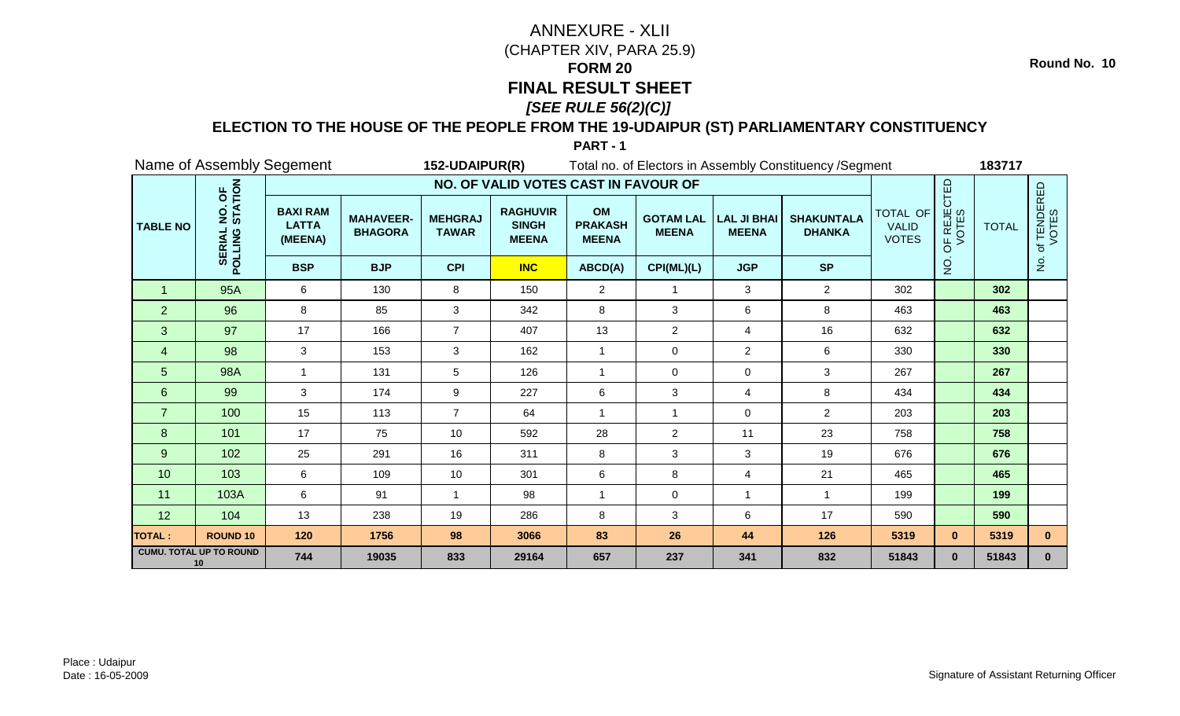Round No. 10

# ANNEXURE - XLII

(CHAPTER XIV, PARA 25.9)

## FORM 20

## FINAL RESULT SHEET

***[SEE RULE 56(2)(C)]***

### ELECTION TO THE HOUSE OF THE PEOPLE FROM THE 19-UDAIPUR (ST) PARLIAMENTARY CONSTITUENCY

**PART - 1**

Name of Assembly Segement **152-UDAIPUR(R)** Total no. of Electors in Assembly Constituency /Segment **183717**

| TABLE NO | SERIAL NO. OF POLLING STATION | NO. OF VALID VOTES CAST IN FAVOUR OF | | | | | | | | TOTAL OF VALID VOTES | NO. OF REJECTED VOTES | TOTAL | No. of TENDERED VOTES |
|---|---|---|---|---|---|---|---|---|---|---|---|---|---|
| | | BAXI RAM LATTA (MEENA) | MAHAVEER-BHAGORA | MEHGRAJ TAWAR | RAGHUVIR SINGH MEENA | OM PRAKASH MEENA | GOTAM LAL MEENA | LAL JI BHAI MEENA | SHAKUNTALA DHANKA | | | | |
| | | BSP | BJP | CPI | INC | ABCD(A) | CPI(ML)(L) | JGP | SP | | | | |
| 1 | 95A | 6 | 130 | 8 | 150 | 2 | 1 | 3 | 2 | 302 | | 302 | |
| 2 | 96 | 8 | 85 | 3 | 342 | 8 | 3 | 6 | 8 | 463 | | 463 | |
| 3 | 97 | 17 | 166 | 7 | 407 | 13 | 2 | 4 | 16 | 632 | | 632 | |
| 4 | 98 | 3 | 153 | 3 | 162 | 1 | 0 | 2 | 6 | 330 | | 330 | |
| 5 | 98A | 1 | 131 | 5 | 126 | 1 | 0 | 0 | 3 | 267 | | 267 | |
| 6 | 99 | 3 | 174 | 9 | 227 | 6 | 3 | 4 | 8 | 434 | | 434 | |
| 7 | 100 | 15 | 113 | 7 | 64 | 1 | 1 | 0 | 2 | 203 | | 203 | |
| 8 | 101 | 17 | 75 | 10 | 592 | 28 | 2 | 11 | 23 | 758 | | 758 | |
| 9 | 102 | 25 | 291 | 16 | 311 | 8 | 3 | 3 | 19 | 676 | | 676 | |
| 10 | 103 | 6 | 109 | 10 | 301 | 6 | 8 | 4 | 21 | 465 | | 465 | |
| 11 | 103A | 6 | 91 | 1 | 98 | 1 | 0 | 1 | 1 | 199 | | 199 | |
| 12 | 104 | 13 | 238 | 19 | 286 | 8 | 3 | 6 | 17 | 590 | | 590 | |
| **TOTAL :** | **ROUND 10** | **120** | **1756** | **98** | **3066** | **83** | **26** | **44** | **126** | **5319** | **0** | **5319** | **0** |
| **CUMU. TOTAL UP TO ROUND 10** | | **744** | **19035** | **833** | **29164** | **657** | **237** | **341** | **832** | **51843** | **0** | **51843** | **0** |

Place : Udaipur
Date : 16-05-2009

Signature of Assistant Returning Officer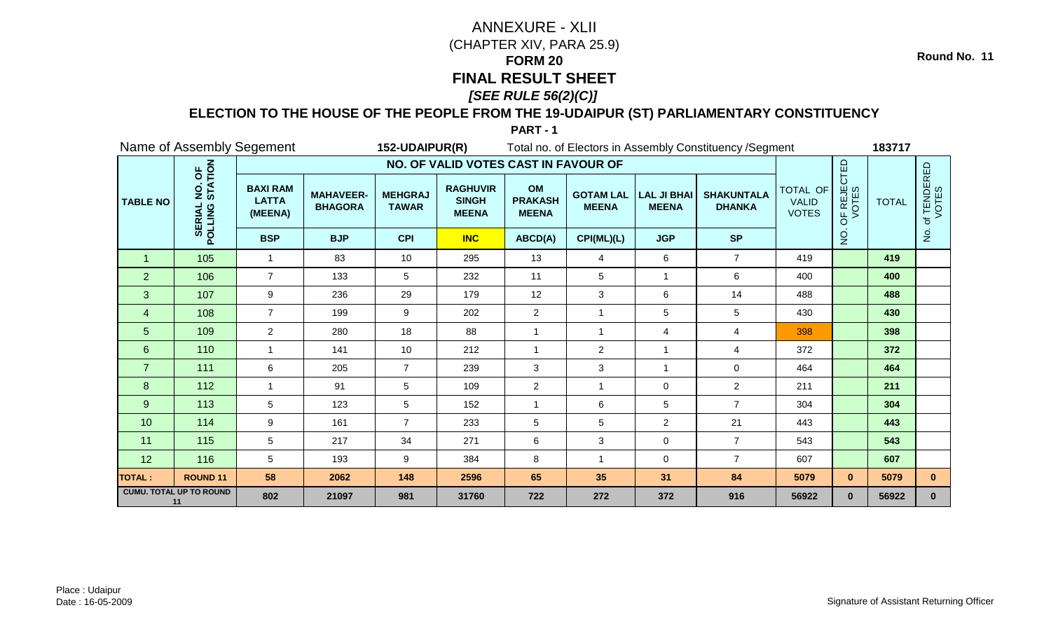# ANNEXURE - XLII

(CHAPTER XIV, PARA 25.9)

## FORM 20

## FINAL RESULT SHEET

***[SEE RULE 56(2)(C)]***

**Round No. 11**

### ELECTION TO THE HOUSE OF THE PEOPLE FROM THE 19-UDAIPUR (ST) PARLIAMENTARY CONSTITUENCY

**PART - 1**

Name of Assembly Segement **152-UDAIPUR(R)** Total no. of Electors in Assembly Constituency /Segment **183717**

| TABLE NO | SERIAL NO. OF POLLING STATION | NO. OF VALID VOTES CAST IN FAVOUR OF | | | | | | | | TOTAL OF VALID VOTES | NO. OF REJECTED VOTES | TOTAL | No. of TENDERED VOTES |
|---|---|---|---|---|---|---|---|---|---|---|---|---|---|
| | | BAXI RAM LATTA (MEENA) | MAHAVEER-BHAGORA | MEHGRAJ TAWAR | RAGHUVIR SINGH MEENA | OM PRAKASH MEENA | GOTAM LAL MEENA | LAL JI BHAI MEENA | SHAKUNTALA DHANKA | | | | |
| | | BSP | BJP | CPI | INC | ABCD(A) | CPI(ML)(L) | JGP | SP | | | | |
| 1 | 105 | 1 | 83 | 10 | 295 | 13 | 4 | 6 | 7 | 419 | | 419 | |
| 2 | 106 | 7 | 133 | 5 | 232 | 11 | 5 | 1 | 6 | 400 | | 400 | |
| 3 | 107 | 9 | 236 | 29 | 179 | 12 | 3 | 6 | 14 | 488 | | 488 | |
| 4 | 108 | 7 | 199 | 9 | 202 | 2 | 1 | 5 | 5 | 430 | | 430 | |
| 5 | 109 | 2 | 280 | 18 | 88 | 1 | 1 | 4 | 4 | 398 | | 398 | |
| 6 | 110 | 1 | 141 | 10 | 212 | 1 | 2 | 1 | 4 | 372 | | 372 | |
| 7 | 111 | 6 | 205 | 7 | 239 | 3 | 3 | 1 | 0 | 464 | | 464 | |
| 8 | 112 | 1 | 91 | 5 | 109 | 2 | 1 | 0 | 2 | 211 | | 211 | |
| 9 | 113 | 5 | 123 | 5 | 152 | 1 | 6 | 5 | 7 | 304 | | 304 | |
| 10 | 114 | 9 | 161 | 7 | 233 | 5 | 5 | 2 | 21 | 443 | | 443 | |
| 11 | 115 | 5 | 217 | 34 | 271 | 6 | 3 | 0 | 7 | 543 | | 543 | |
| 12 | 116 | 5 | 193 | 9 | 384 | 8 | 1 | 0 | 7 | 607 | | 607 | |
| **TOTAL :** | **ROUND 11** | **58** | **2062** | **148** | **2596** | **65** | **35** | **31** | **84** | **5079** | **0** | **5079** | **0** |
| **CUMU. TOTAL UP TO ROUND 11** | | **802** | **21097** | **981** | **31760** | **722** | **272** | **372** | **916** | **56922** | **0** | **56922** | **0** |

Place : Udaipur

Date : 16-05-2009

Signature of Assistant Returning Officer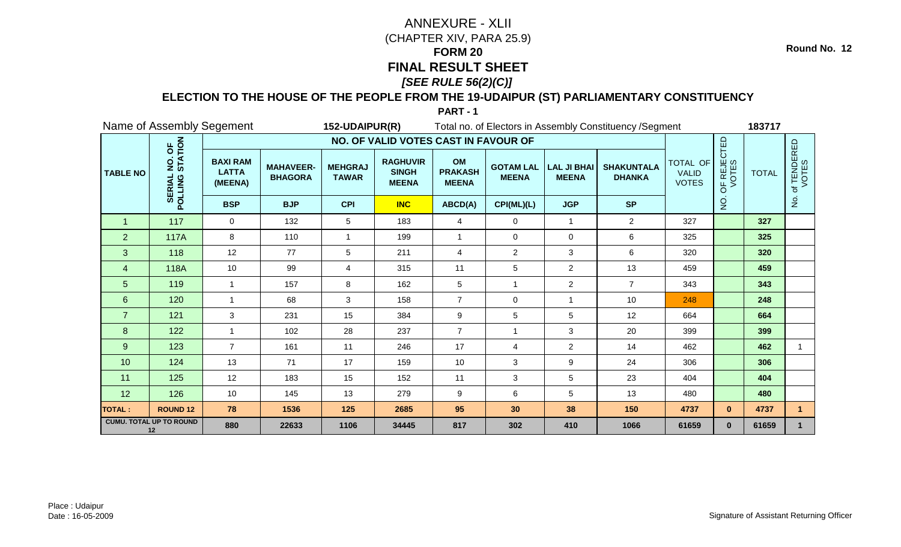**Round No. 12**

# ANNEXURE - XLII

(CHAPTER XIV, PARA 25.9)

## FORM 20

## FINAL RESULT SHEET

***[SEE RULE 56(2)(C)]***

### ELECTION TO THE HOUSE OF THE PEOPLE FROM THE 19-UDAIPUR (ST) PARLIAMENTARY CONSTITUENCY

**PART - 1**

Name of Assembly Segement **152-UDAIPUR(R)** Total no. of Electors in Assembly Constituency /Segment **183717**

| TABLE NO | SERIAL NO. OF POLLING STATION | NO. OF VALID VOTES CAST IN FAVOUR OF | | | | | | | | TOTAL OF VALID VOTES | NO. OF REJECTED VOTES | TOTAL | No. of TENDERED VOTES |
|---|---|---|---|---|---|---|---|---|---|---|---|---|---|
| | | BAXI RAM LATTA (MEENA) | MAHAVEER-BHAGORA | MEHGRAJ TAWAR | RAGHUVIR SINGH MEENA | OM PRAKASH MEENA | GOTAM LAL MEENA | LAL JI BHAI MEENA | SHAKUNTALA DHANKA | | | | |
| | | BSP | BJP | CPI | INC | ABCD(A) | CPI(ML)(L) | JGP | SP | | | | |
| 1 | 117 | 0 | 132 | 5 | 183 | 4 | 0 | 1 | 2 | 327 | | 327 | |
| 2 | 117A | 8 | 110 | 1 | 199 | 1 | 0 | 0 | 6 | 325 | | 325 | |
| 3 | 118 | 12 | 77 | 5 | 211 | 4 | 2 | 3 | 6 | 320 | | 320 | |
| 4 | 118A | 10 | 99 | 4 | 315 | 11 | 5 | 2 | 13 | 459 | | 459 | |
| 5 | 119 | 1 | 157 | 8 | 162 | 5 | 1 | 2 | 7 | 343 | | 343 | |
| 6 | 120 | 1 | 68 | 3 | 158 | 7 | 0 | 1 | 10 | 248 | | 248 | |
| 7 | 121 | 3 | 231 | 15 | 384 | 9 | 5 | 5 | 12 | 664 | | 664 | |
| 8 | 122 | 1 | 102 | 28 | 237 | 7 | 1 | 3 | 20 | 399 | | 399 | |
| 9 | 123 | 7 | 161 | 11 | 246 | 17 | 4 | 2 | 14 | 462 | | 462 | 1 |
| 10 | 124 | 13 | 71 | 17 | 159 | 10 | 3 | 9 | 24 | 306 | | 306 | |
| 11 | 125 | 12 | 183 | 15 | 152 | 11 | 3 | 5 | 23 | 404 | | 404 | |
| 12 | 126 | 10 | 145 | 13 | 279 | 9 | 6 | 5 | 13 | 480 | | 480 | |
| **TOTAL :** | **ROUND 12** | **78** | **1536** | **125** | **2685** | **95** | **30** | **38** | **150** | **4737** | **0** | **4737** | **1** |
| **CUMU. TOTAL UP TO ROUND 12** | | **880** | **22633** | **1106** | **34445** | **817** | **302** | **410** | **1066** | **61659** | **0** | **61659** | **1** |

Place : Udaipur
Date : 16-05-2009

Signature of Assistant Returning Officer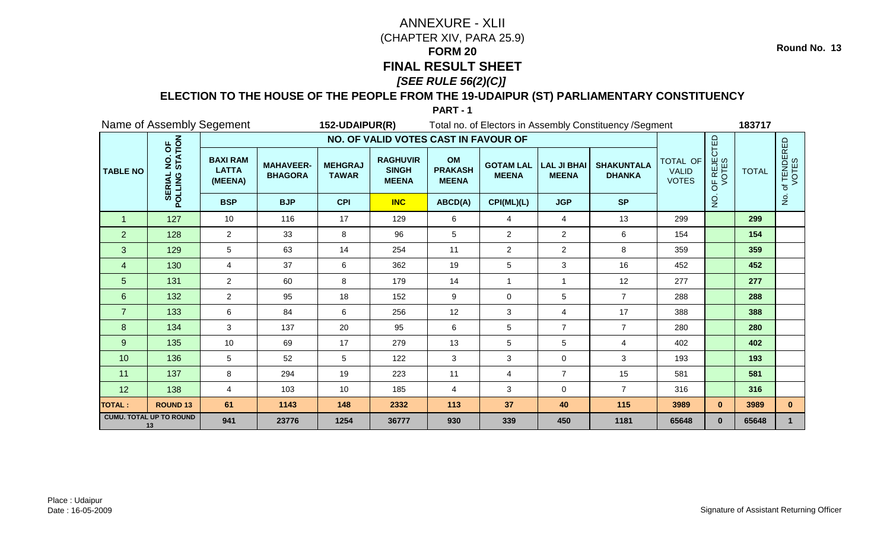Round No. 13

# ANNEXURE - XLII
(CHAPTER XIV, PARA 25.9)
## FORM 20
## FINAL RESULT SHEET
***[SEE RULE 56(2)(C)]***

### ELECTION TO THE HOUSE OF THE PEOPLE FROM THE 19-UDAIPUR (ST) PARLIAMENTARY CONSTITUENCY

**PART - 1**

Name of Assembly Segement **152-UDAIPUR(R)** Total no. of Electors in Assembly Constituency /Segment **183717**

| TABLE NO | SERIAL NO. OF POLLING STATION | NO. OF VALID VOTES CAST IN FAVOUR OF | | | | | | | | TOTAL OF VALID VOTES | NO. OF REJECTED VOTES | TOTAL | No. of TENDERED VOTES |
|---|---|---|---|---|---|---|---|---|---|---|---|---|---|
| | | BAXI RAM LATTA (MEENA) | MAHAVEER-BHAGORA | MEHGRAJ TAWAR | RAGHUVIR SINGH MEENA | OM PRAKASH MEENA | GOTAM LAL MEENA | LAL JI BHAI MEENA | SHAKUNTALA DHANKA | | | | |
| | | BSP | BJP | CPI | INC | ABCD(A) | CPI(ML)(L) | JGP | SP | | | | |
| 1 | 127 | 10 | 116 | 17 | 129 | 6 | 4 | 4 | 13 | 299 | | **299** | |
| 2 | 128 | 2 | 33 | 8 | 96 | 5 | 2 | 2 | 6 | 154 | | **154** | |
| 3 | 129 | 5 | 63 | 14 | 254 | 11 | 2 | 2 | 8 | 359 | | **359** | |
| 4 | 130 | 4 | 37 | 6 | 362 | 19 | 5 | 3 | 16 | 452 | | **452** | |
| 5 | 131 | 2 | 60 | 8 | 179 | 14 | 1 | 1 | 12 | 277 | | **277** | |
| 6 | 132 | 2 | 95 | 18 | 152 | 9 | 0 | 5 | 7 | 288 | | **288** | |
| 7 | 133 | 6 | 84 | 6 | 256 | 12 | 3 | 4 | 17 | 388 | | **388** | |
| 8 | 134 | 3 | 137 | 20 | 95 | 6 | 5 | 7 | 7 | 280 | | **280** | |
| 9 | 135 | 10 | 69 | 17 | 279 | 13 | 5 | 5 | 4 | 402 | | **402** | |
| 10 | 136 | 5 | 52 | 5 | 122 | 3 | 3 | 0 | 3 | 193 | | **193** | |
| 11 | 137 | 8 | 294 | 19 | 223 | 11 | 4 | 7 | 15 | 581 | | **581** | |
| 12 | 138 | 4 | 103 | 10 | 185 | 4 | 3 | 0 | 7 | 316 | | **316** | |
| **TOTAL :** | **ROUND 13** | **61** | **1143** | **148** | **2332** | **113** | **37** | **40** | **115** | **3989** | **0** | **3989** | **0** |
| **CUMU. TOTAL UP TO ROUND 13** | | **941** | **23776** | **1254** | **36777** | **930** | **339** | **450** | **1181** | **65648** | **0** | **65648** | **1** |

Place : Udaipur
Date : 16-05-2009

Signature of Assistant Returning Officer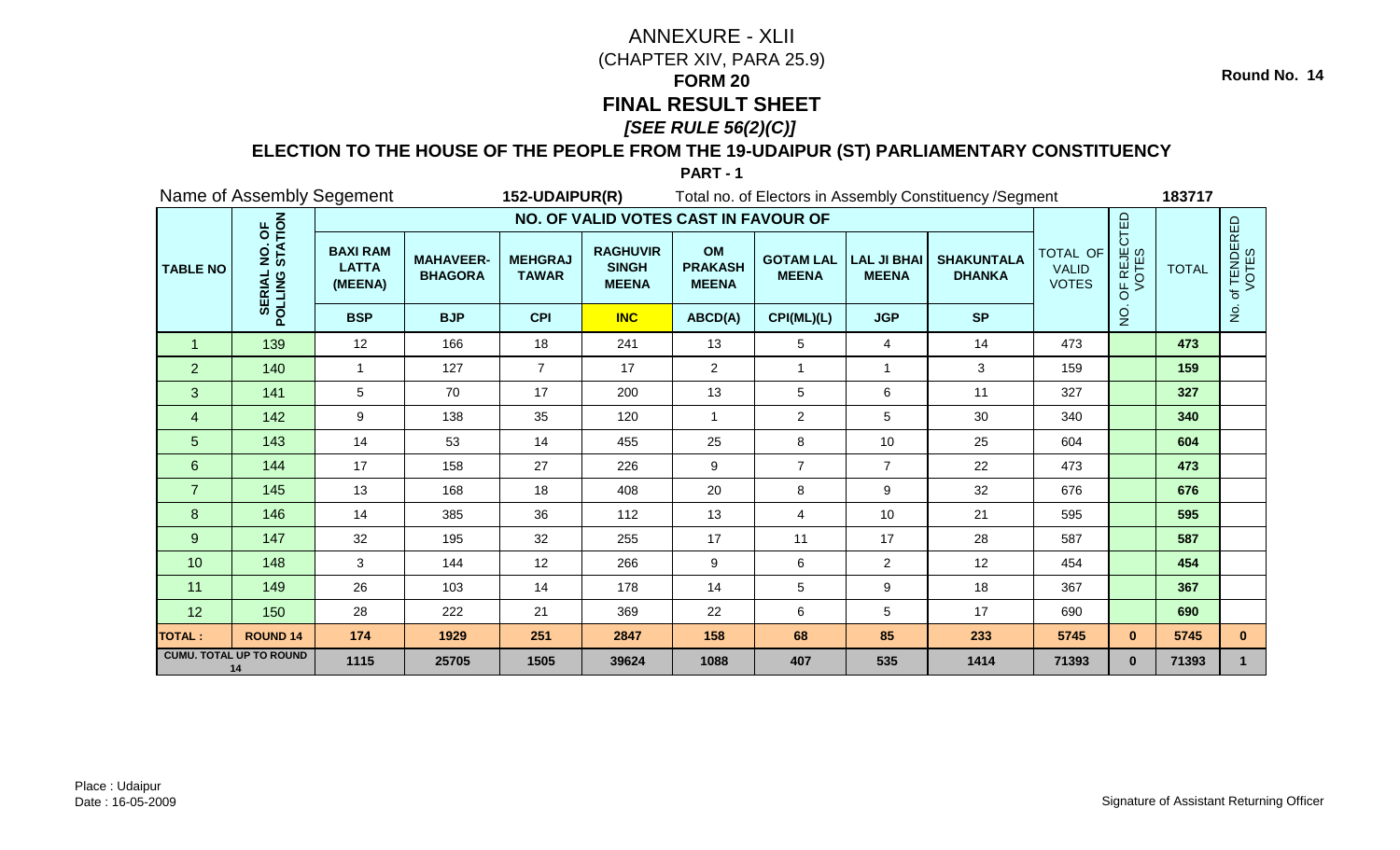Round No. 14

# ANNEXURE - XLII

(CHAPTER XIV, PARA 25.9)

## FORM 20

## FINAL RESULT SHEET

***[SEE RULE 56(2)(C)]***

### ELECTION TO THE HOUSE OF THE PEOPLE FROM THE 19-UDAIPUR (ST) PARLIAMENTARY CONSTITUENCY

**PART - 1**

Name of Assembly Segement **152-UDAIPUR(R)** Total no. of Electors in Assembly Constituency /Segment **183717**

| TABLE NO | SERIAL NO. OF POLLING STATION | NO. OF VALID VOTES CAST IN FAVOUR OF | | | | | | | | TOTAL OF VALID VOTES | NO. OF REJECTED VOTES | TOTAL | No. of TENDERED VOTES |
|---|---|---|---|---|---|---|---|---|---|---|---|---|---|
| | | BAXI RAM LATTA (MEENA) | MAHAVEER-BHAGORA | MEHGRAJ TAWAR | RAGHUVIR SINGH MEENA | OM PRAKASH MEENA | GOTAM LAL MEENA | LAL JI BHAI MEENA | SHAKUNTALA DHANKA | | | | |
| | | BSP | BJP | CPI | INC | ABCD(A) | CPI(ML)(L) | JGP | SP | | | | |
| 1 | 139 | 12 | 166 | 18 | 241 | 13 | 5 | 4 | 14 | 473 | | **473** | |
| 2 | 140 | 1 | 127 | 7 | 17 | 2 | 1 | 1 | 3 | 159 | | **159** | |
| 3 | 141 | 5 | 70 | 17 | 200 | 13 | 5 | 6 | 11 | 327 | | **327** | |
| 4 | 142 | 9 | 138 | 35 | 120 | 1 | 2 | 5 | 30 | 340 | | **340** | |
| 5 | 143 | 14 | 53 | 14 | 455 | 25 | 8 | 10 | 25 | 604 | | **604** | |
| 6 | 144 | 17 | 158 | 27 | 226 | 9 | 7 | 7 | 22 | 473 | | **473** | |
| 7 | 145 | 13 | 168 | 18 | 408 | 20 | 8 | 9 | 32 | 676 | | **676** | |
| 8 | 146 | 14 | 385 | 36 | 112 | 13 | 4 | 10 | 21 | 595 | | **595** | |
| 9 | 147 | 32 | 195 | 32 | 255 | 17 | 11 | 17 | 28 | 587 | | **587** | |
| 10 | 148 | 3 | 144 | 12 | 266 | 9 | 6 | 2 | 12 | 454 | | **454** | |
| 11 | 149 | 26 | 103 | 14 | 178 | 14 | 5 | 9 | 18 | 367 | | **367** | |
| 12 | 150 | 28 | 222 | 21 | 369 | 22 | 6 | 5 | 17 | 690 | | **690** | |
| **TOTAL :** | **ROUND 14** | **174** | **1929** | **251** | **2847** | **158** | **68** | **85** | **233** | **5745** | **0** | **5745** | **0** |
| **CUMU. TOTAL UP TO ROUND 14** | | **1115** | **25705** | **1505** | **39624** | **1088** | **407** | **535** | **1414** | **71393** | **0** | **71393** | **1** |

Place : Udaipur
Date : 16-05-2009

Signature of Assistant Returning Officer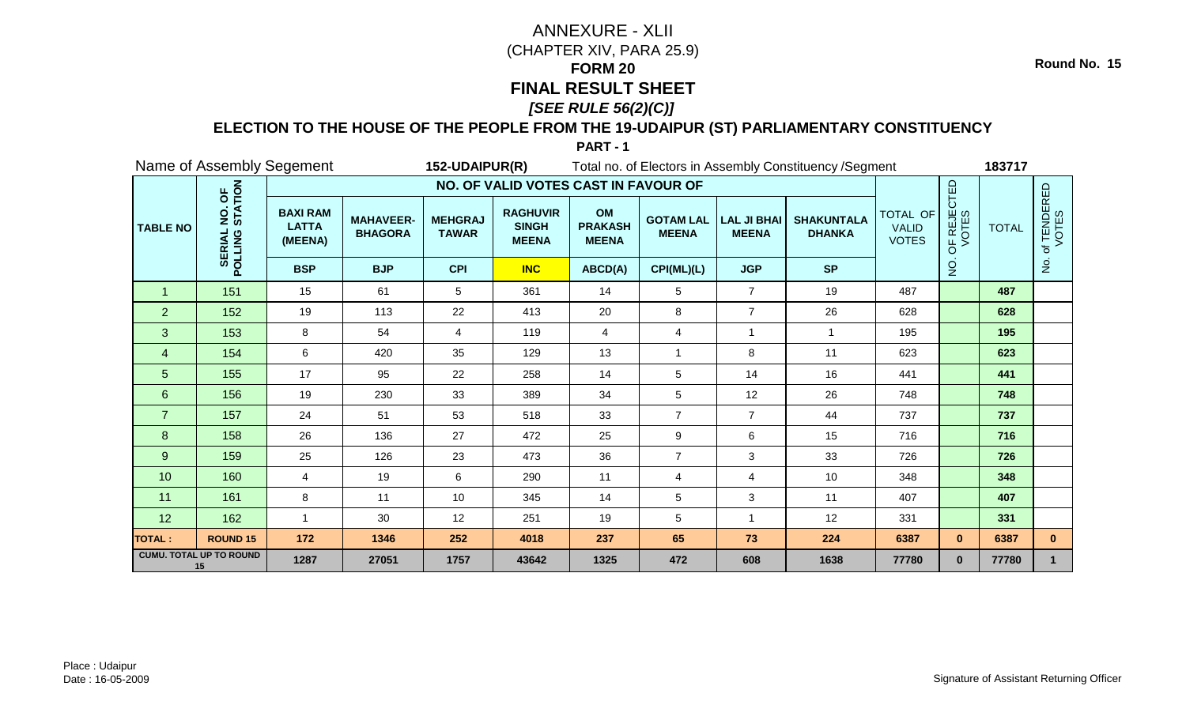Round No. 15

# ANNEXURE - XLII

(CHAPTER XIV, PARA 25.9)

## FORM 20

## FINAL RESULT SHEET

### *[SEE RULE 56(2)(C)]*

### ELECTION TO THE HOUSE OF THE PEOPLE FROM THE 19-UDAIPUR (ST) PARLIAMENTARY CONSTITUENCY

**PART - 1**

Name of Assembly Segement **152-UDAIPUR(R)** Total no. of Electors in Assembly Constituency /Segment **183717**

| TABLE NO | SERIAL NO. OF POLLING STATION | NO. OF VALID VOTES CAST IN FAVOUR OF | | | | | | | | TOTAL OF VALID VOTES | NO. OF REJECTED VOTES | TOTAL | No. of TENDERED VOTES |
|---|---|---|---|---|---|---|---|---|---|---|---|---|---|
| | | BAXI RAM LATTA (MEENA) | MAHAVEER-BHAGORA | MEHGRAJ TAWAR | RAGHUVIR SINGH MEENA | OM PRAKASH MEENA | GOTAM LAL MEENA | LAL JI BHAI MEENA | SHAKUNTALA DHANKA | | | | |
| | | BSP | BJP | CPI | INC | ABCD(A) | CPI(ML)(L) | JGP | SP | | | | |
| 1 | 151 | 15 | 61 | 5 | 361 | 14 | 5 | 7 | 19 | 487 | | 487 | |
| 2 | 152 | 19 | 113 | 22 | 413 | 20 | 8 | 7 | 26 | 628 | | 628 | |
| 3 | 153 | 8 | 54 | 4 | 119 | 4 | 4 | 1 | 1 | 195 | | 195 | |
| 4 | 154 | 6 | 420 | 35 | 129 | 13 | 1 | 8 | 11 | 623 | | 623 | |
| 5 | 155 | 17 | 95 | 22 | 258 | 14 | 5 | 14 | 16 | 441 | | 441 | |
| 6 | 156 | 19 | 230 | 33 | 389 | 34 | 5 | 12 | 26 | 748 | | 748 | |
| 7 | 157 | 24 | 51 | 53 | 518 | 33 | 7 | 7 | 44 | 737 | | 737 | |
| 8 | 158 | 26 | 136 | 27 | 472 | 25 | 9 | 6 | 15 | 716 | | 716 | |
| 9 | 159 | 25 | 126 | 23 | 473 | 36 | 7 | 3 | 33 | 726 | | 726 | |
| 10 | 160 | 4 | 19 | 6 | 290 | 11 | 4 | 4 | 10 | 348 | | 348 | |
| 11 | 161 | 8 | 11 | 10 | 345 | 14 | 5 | 3 | 11 | 407 | | 407 | |
| 12 | 162 | 1 | 30 | 12 | 251 | 19 | 5 | 1 | 12 | 331 | | 331 | |
| **TOTAL :** | **ROUND 15** | **172** | **1346** | **252** | **4018** | **237** | **65** | **73** | **224** | **6387** | **0** | **6387** | **0** |
| **CUMU. TOTAL UP TO ROUND 15** | | **1287** | **27051** | **1757** | **43642** | **1325** | **472** | **608** | **1638** | **77780** | **0** | **77780** | **1** |

Place : Udaipur

Date : 16-05-2009

Signature of Assistant Returning Officer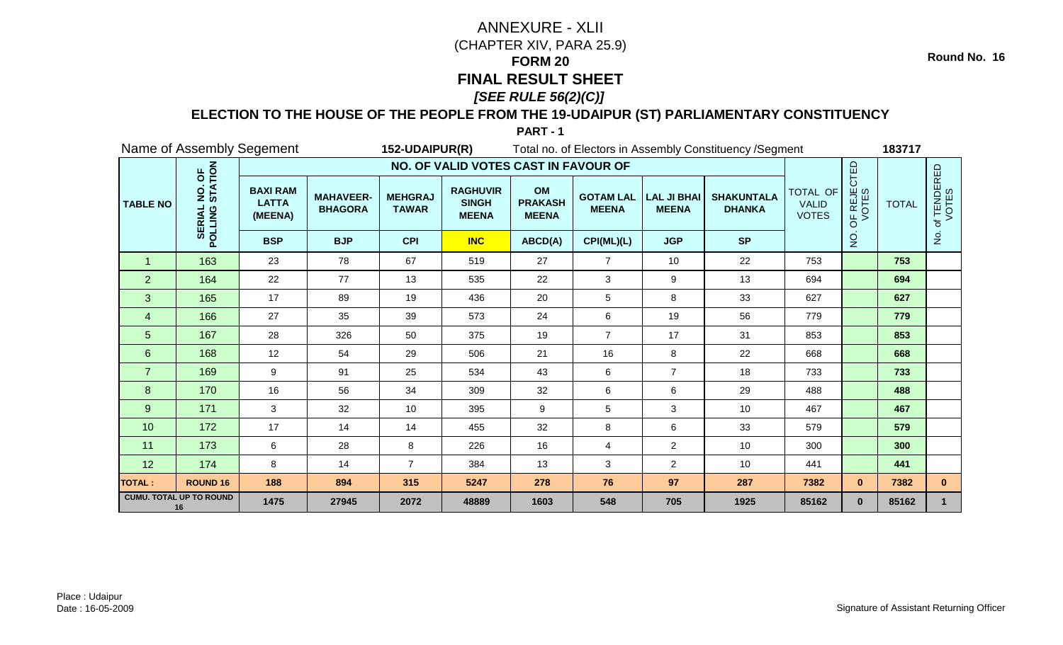Round No. 16

# ANNEXURE - XLII

(CHAPTER XIV, PARA 25.9)

## FORM 20

## FINAL RESULT SHEET

***[SEE RULE 56(2)(C)]***

### ELECTION TO THE HOUSE OF THE PEOPLE FROM THE 19-UDAIPUR (ST) PARLIAMENTARY CONSTITUENCY

**PART - 1**

Name of Assembly Segement **152-UDAIPUR(R)** Total no. of Electors in Assembly Constituency /Segment **183717**

| TABLE NO | SERIAL NO. OF POLLING STATION | NO. OF VALID VOTES CAST IN FAVOUR OF | | | | | | | | TOTAL OF VALID VOTES | NO. OF REJECTED VOTES | TOTAL | No. of TENDERED VOTES |
|---|---|---|---|---|---|---|---|---|---|---|---|---|---|
| | | BAXI RAM LATTA (MEENA) | MAHAVEER-BHAGORA | MEHGRAJ TAWAR | RAGHUVIR SINGH MEENA | OM PRAKASH MEENA | GOTAM LAL MEENA | LAL JI BHAI MEENA | SHAKUNTALA DHANKA | | | | |
| | | BSP | BJP | CPI | INC | ABCD(A) | CPI(ML)(L) | JGP | SP | | | | |
| 1 | 163 | 23 | 78 | 67 | 519 | 27 | 7 | 10 | 22 | 753 | | **753** | |
| 2 | 164 | 22 | 77 | 13 | 535 | 22 | 3 | 9 | 13 | 694 | | **694** | |
| 3 | 165 | 17 | 89 | 19 | 436 | 20 | 5 | 8 | 33 | 627 | | **627** | |
| 4 | 166 | 27 | 35 | 39 | 573 | 24 | 6 | 19 | 56 | 779 | | **779** | |
| 5 | 167 | 28 | 326 | 50 | 375 | 19 | 7 | 17 | 31 | 853 | | **853** | |
| 6 | 168 | 12 | 54 | 29 | 506 | 21 | 16 | 8 | 22 | 668 | | **668** | |
| 7 | 169 | 9 | 91 | 25 | 534 | 43 | 6 | 7 | 18 | 733 | | **733** | |
| 8 | 170 | 16 | 56 | 34 | 309 | 32 | 6 | 6 | 29 | 488 | | **488** | |
| 9 | 171 | 3 | 32 | 10 | 395 | 9 | 5 | 3 | 10 | 467 | | **467** | |
| 10 | 172 | 17 | 14 | 14 | 455 | 32 | 8 | 6 | 33 | 579 | | **579** | |
| 11 | 173 | 6 | 28 | 8 | 226 | 16 | 4 | 2 | 10 | 300 | | **300** | |
| 12 | 174 | 8 | 14 | 7 | 384 | 13 | 3 | 2 | 10 | 441 | | **441** | |
| **TOTAL :** | **ROUND 16** | **188** | **894** | **315** | **5247** | **278** | **76** | **97** | **287** | **7382** | **0** | **7382** | **0** |
| **CUMU. TOTAL UP TO ROUND 16** | | **1475** | **27945** | **2072** | **48889** | **1603** | **548** | **705** | **1925** | **85162** | **0** | **85162** | **1** |

Place : Udaipur
Date : 16-05-2009

Signature of Assistant Returning Officer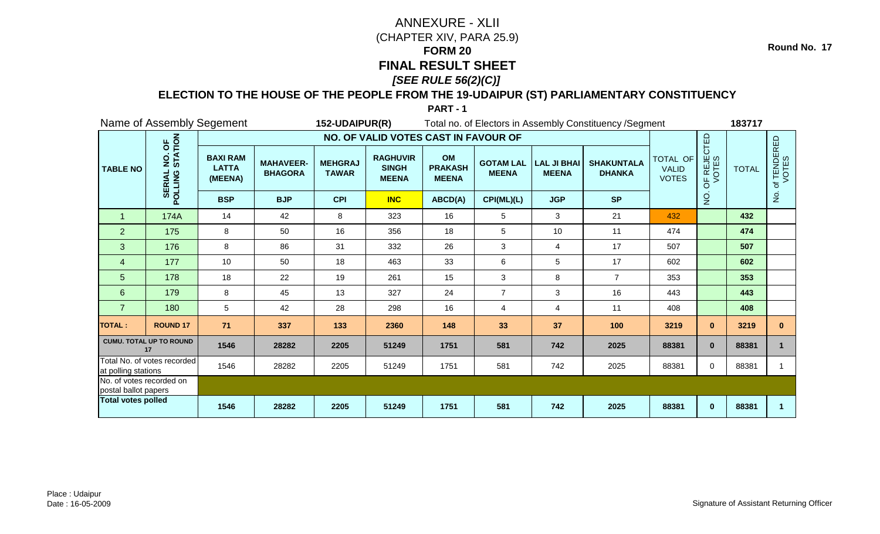# ANNEXURE - XLII
## (CHAPTER XIV, PARA 25.9)
## FORM 20
## FINAL RESULT SHEET
### *[SEE RULE 56(2)(C)]*

**Round No. 17**

### ELECTION TO THE HOUSE OF THE PEOPLE FROM THE 19-UDAIPUR (ST) PARLIAMENTARY CONSTITUENCY

**PART - 1**

Name of Assembly Segement **152-UDAIPUR(R)** Total no. of Electors in Assembly Constituency /Segment **183717**

| TABLE NO | SERIAL NO. OF POLLING STATION | NO. OF VALID VOTES CAST IN FAVOUR OF | | | | | | | | TOTAL OF VALID VOTES | NO. OF REJECTED VOTES | TOTAL | No. of TENDERED VOTES |
|---|---|---|---|---|---|---|---|---|---|---|---|---|---|
| | | **BAXI RAM LATTA (MEENA)** | **MAHAVEER-BHAGORA** | **MEHGRAJ TAWAR** | **RAGHUVIR SINGH MEENA** | **OM PRAKASH MEENA** | **GOTAM LAL MEENA** | **LAL JI BHAI MEENA** | **SHAKUNTALA DHANKA** | | | | |
| | | **BSP** | **BJP** | **CPI** | **INC** | **ABCD(A)** | **CPI(ML)(L)** | **JGP** | **SP** | | | | |
| 1 | 174A | 14 | 42 | 8 | 323 | 16 | 5 | 3 | 21 | 432 | | **432** | |
| 2 | 175 | 8 | 50 | 16 | 356 | 18 | 5 | 10 | 11 | 474 | | **474** | |
| 3 | 176 | 8 | 86 | 31 | 332 | 26 | 3 | 4 | 17 | 507 | | **507** | |
| 4 | 177 | 10 | 50 | 18 | 463 | 33 | 6 | 5 | 17 | 602 | | **602** | |
| 5 | 178 | 18 | 22 | 19 | 261 | 15 | 3 | 8 | 7 | 353 | | **353** | |
| 6 | 179 | 8 | 45 | 13 | 327 | 24 | 7 | 3 | 16 | 443 | | **443** | |
| 7 | 180 | 5 | 42 | 28 | 298 | 16 | 4 | 4 | 11 | 408 | | **408** | |
| **TOTAL :** | **ROUND 17** | **71** | **337** | **133** | **2360** | **148** | **33** | **37** | **100** | **3219** | **0** | **3219** | **0** |
| **CUMU. TOTAL UP TO ROUND 17** | | **1546** | **28282** | **2205** | **51249** | **1751** | **581** | **742** | **2025** | **88381** | **0** | **88381** | **1** |
| Total No. of votes recorded at polling stations | | 1546 | 28282 | 2205 | 51249 | 1751 | 581 | 742 | 2025 | 88381 | 0 | 88381 | 1 |
| No. of votes recorded on postal ballot papers | | | | | | | | | | | | | |
| **Total votes polled** | | **1546** | **28282** | **2205** | **51249** | **1751** | **581** | **742** | **2025** | **88381** | **0** | **88381** | **1** |

Place : Udaipur
Date : 16-05-2009

Signature of Assistant Returning Officer